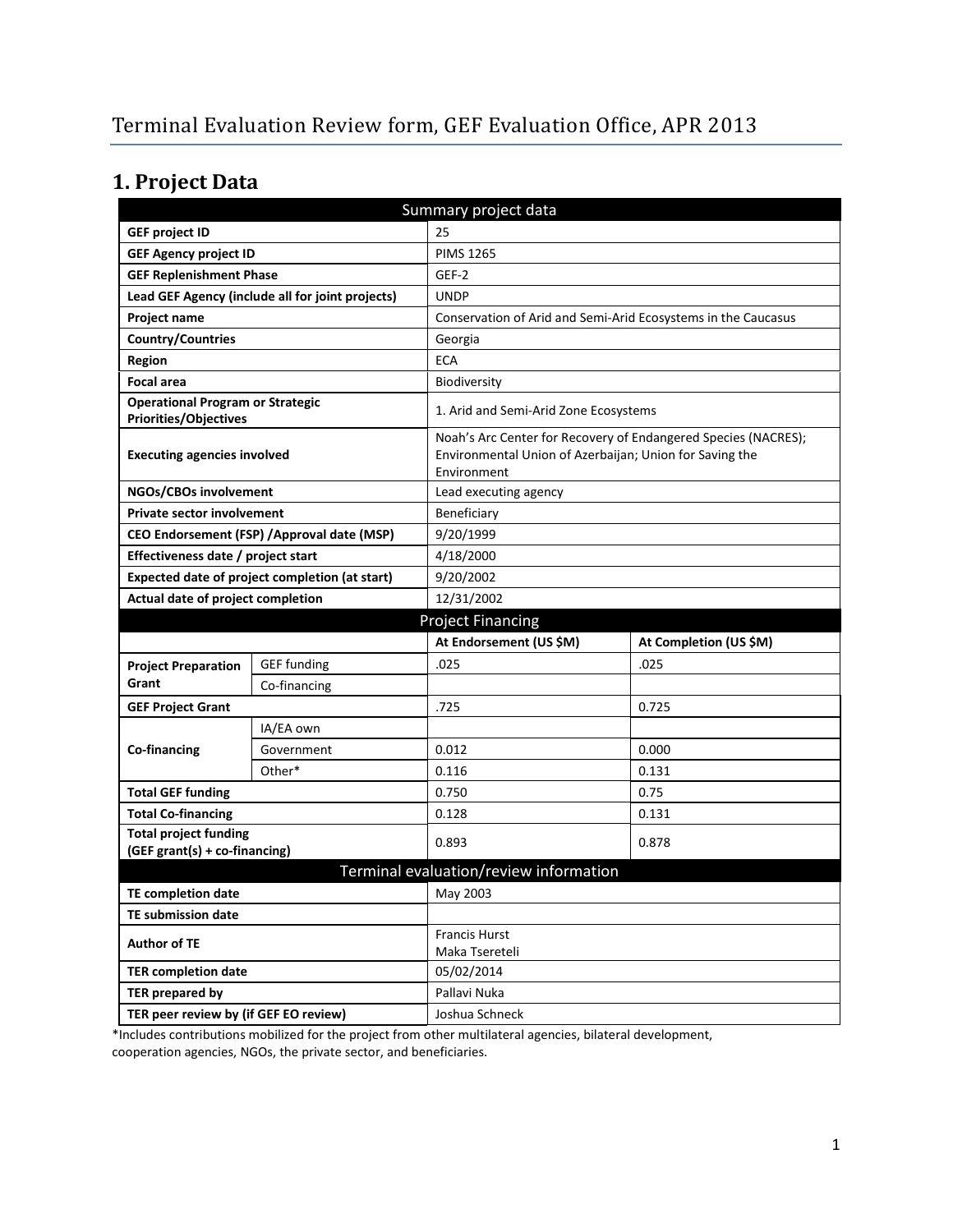# Terminal Evaluation Review form, GEF Evaluation Office, APR 2013

## 1. Project Data

| Summary project data | | | |
|---|---|---|---|
| **GEF project ID** | | 25 | |
| **GEF Agency project ID** | | PIMS 1265 | |
| **GEF Replenishment Phase** | | GEF-2 | |
| **Lead GEF Agency (include all for joint projects)** | | UNDP | |
| **Project name** | | Conservation of Arid and Semi-Arid Ecosystems in the Caucasus | |
| **Country/Countries** | | Georgia | |
| **Region** | | ECA | |
| **Focal area** | | Biodiversity | |
| **Operational Program or Strategic Priorities/Objectives** | | 1. Arid and Semi-Arid Zone Ecosystems | |
| **Executing agencies involved** | | Noah's Arc Center for Recovery of Endangered Species (NACRES); Environmental Union of Azerbaijan; Union for Saving the Environment | |
| **NGOs/CBOs involvement** | | Lead executing agency | |
| **Private sector involvement** | | Beneficiary | |
| **CEO Endorsement (FSP) /Approval date (MSP)** | | 9/20/1999 | |
| **Effectiveness date / project start** | | 4/18/2000 | |
| **Expected date of project completion (at start)** | | 9/20/2002 | |
| **Actual date of project completion** | | 12/31/2002 | |
| **Project Financing** | | | |
| | | **At Endorsement (US $M)** | **At Completion (US $M)** |
| **Project Preparation Grant** | GEF funding | .025 | .025 |
| | Co-financing | | |
| **GEF Project Grant** | | .725 | 0.725 |
| **Co-financing** | IA/EA own | | |
| | Government | 0.012 | 0.000 |
| | Other* | 0.116 | 0.131 |
| **Total GEF funding** | | 0.750 | 0.75 |
| **Total Co-financing** | | 0.128 | 0.131 |
| **Total project funding (GEF grant(s) + co-financing)** | | 0.893 | 0.878 |
| **Terminal evaluation/review information** | | | |
| **TE completion date** | | May 2003 | |
| **TE submission date** | | | |
| **Author of TE** | | Francis Hurst<br>Maka Tsereteli | |
| **TER completion date** | | 05/02/2014 | |
| **TER prepared by** | | Pallavi Nuka | |
| **TER peer review by (if GEF EO review)** | | Joshua Schneck | |

*Includes contributions mobilized for the project from other multilateral agencies, bilateral development, cooperation agencies, NGOs, the private sector, and beneficiaries.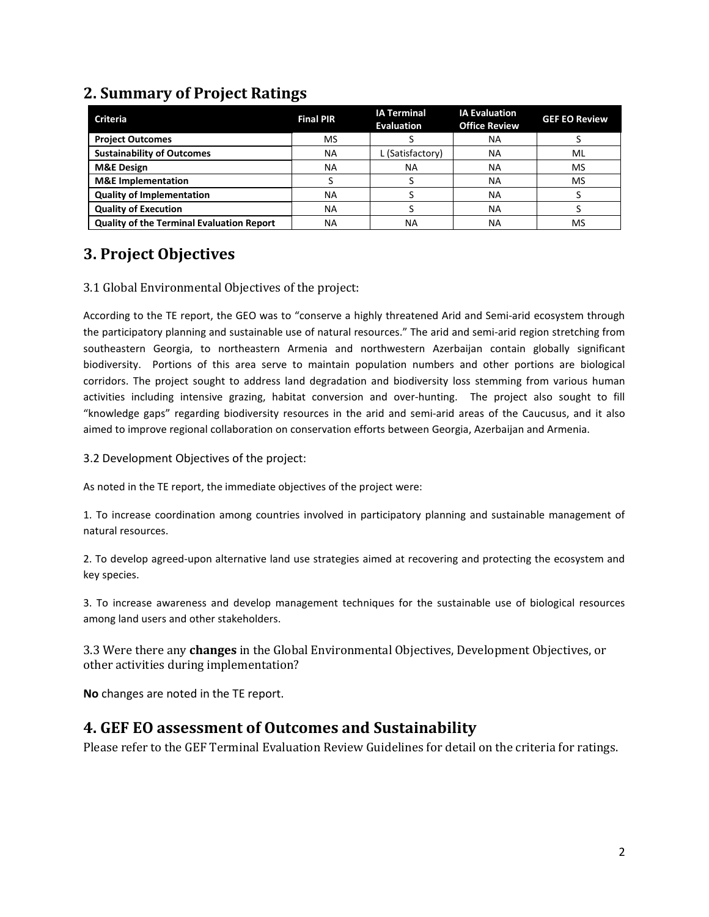## 2. Summary of Project Ratings

| Criteria | Final PIR | IA Terminal Evaluation | IA Evaluation Office Review | GEF EO Review |
|---|---|---|---|---|
| **Project Outcomes** | MS | S | NA | S |
| **Sustainability of Outcomes** | NA | L (Satisfactory) | NA | ML |
| **M&E Design** | NA | NA | NA | MS |
| **M&E Implementation** | S | S | NA | MS |
| **Quality of Implementation** | NA | S | NA | S |
| **Quality of Execution** | NA | S | NA | S |
| **Quality of the Terminal Evaluation Report** | NA | NA | NA | MS |

## 3. Project Objectives

### 3.1 Global Environmental Objectives of the project:

According to the TE report, the GEO was to "conserve a highly threatened Arid and Semi-arid ecosystem through the participatory planning and sustainable use of natural resources." The arid and semi-arid region stretching from southeastern Georgia, to northeastern Armenia and northwestern Azerbaijan contain globally significant biodiversity. Portions of this area serve to maintain population numbers and other portions are biological corridors. The project sought to address land degradation and biodiversity loss stemming from various human activities including intensive grazing, habitat conversion and over-hunting. The project also sought to fill "knowledge gaps" regarding biodiversity resources in the arid and semi-arid areas of the Caucusus, and it also aimed to improve regional collaboration on conservation efforts between Georgia, Azerbaijan and Armenia.

### 3.2 Development Objectives of the project:

As noted in the TE report, the immediate objectives of the project were:

1. To increase coordination among countries involved in participatory planning and sustainable management of natural resources.

2. To develop agreed-upon alternative land use strategies aimed at recovering and protecting the ecosystem and key species.

3. To increase awareness and develop management techniques for the sustainable use of biological resources among land users and other stakeholders.

### 3.3 Were there any **changes** in the Global Environmental Objectives, Development Objectives, or other activities during implementation?

**No** changes are noted in the TE report.

## 4. GEF EO assessment of Outcomes and Sustainability

Please refer to the GEF Terminal Evaluation Review Guidelines for detail on the criteria for ratings.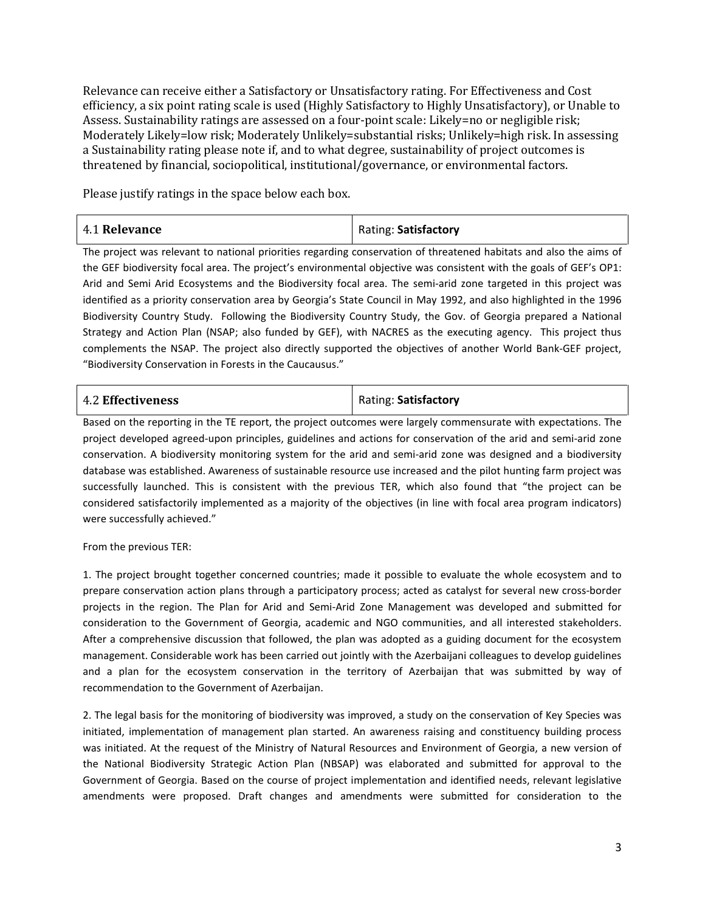Relevance can receive either a Satisfactory or Unsatisfactory rating. For Effectiveness and Cost efficiency, a six point rating scale is used (Highly Satisfactory to Highly Unsatisfactory), or Unable to Assess. Sustainability ratings are assessed on a four-point scale: Likely=no or negligible risk; Moderately Likely=low risk; Moderately Unlikely=substantial risks; Unlikely=high risk. In assessing a Sustainability rating please note if, and to what degree, sustainability of project outcomes is threatened by financial, sociopolitical, institutional/governance, or environmental factors.

Please justify ratings in the space below each box.

| 4.1 **Relevance** | Rating: **Satisfactory** |
|---|---|

The project was relevant to national priorities regarding conservation of threatened habitats and also the aims of the GEF biodiversity focal area. The project's environmental objective was consistent with the goals of GEF's OP1: Arid and Semi Arid Ecosystems and the Biodiversity focal area. The semi-arid zone targeted in this project was identified as a priority conservation area by Georgia's State Council in May 1992, and also highlighted in the 1996 Biodiversity Country Study. Following the Biodiversity Country Study, the Gov. of Georgia prepared a National Strategy and Action Plan (NSAP; also funded by GEF), with NACRES as the executing agency. This project thus complements the NSAP. The project also directly supported the objectives of another World Bank-GEF project, "Biodiversity Conservation in Forests in the Caucausus."

| 4.2 **Effectiveness** | Rating: **Satisfactory** |
|---|---|

Based on the reporting in the TE report, the project outcomes were largely commensurate with expectations. The project developed agreed-upon principles, guidelines and actions for conservation of the arid and semi-arid zone conservation. A biodiversity monitoring system for the arid and semi-arid zone was designed and a biodiversity database was established. Awareness of sustainable resource use increased and the pilot hunting farm project was successfully launched. This is consistent with the previous TER, which also found that "the project can be considered satisfactorily implemented as a majority of the objectives (in line with focal area program indicators) were successfully achieved."

From the previous TER:

1. The project brought together concerned countries; made it possible to evaluate the whole ecosystem and to prepare conservation action plans through a participatory process; acted as catalyst for several new cross-border projects in the region. The Plan for Arid and Semi-Arid Zone Management was developed and submitted for consideration to the Government of Georgia, academic and NGO communities, and all interested stakeholders. After a comprehensive discussion that followed, the plan was adopted as a guiding document for the ecosystem management. Considerable work has been carried out jointly with the Azerbaijani colleagues to develop guidelines and a plan for the ecosystem conservation in the territory of Azerbaijan that was submitted by way of recommendation to the Government of Azerbaijan.

2. The legal basis for the monitoring of biodiversity was improved, a study on the conservation of Key Species was initiated, implementation of management plan started. An awareness raising and constituency building process was initiated. At the request of the Ministry of Natural Resources and Environment of Georgia, a new version of the National Biodiversity Strategic Action Plan (NBSAP) was elaborated and submitted for approval to the Government of Georgia. Based on the course of project implementation and identified needs, relevant legislative amendments were proposed. Draft changes and amendments were submitted for consideration to the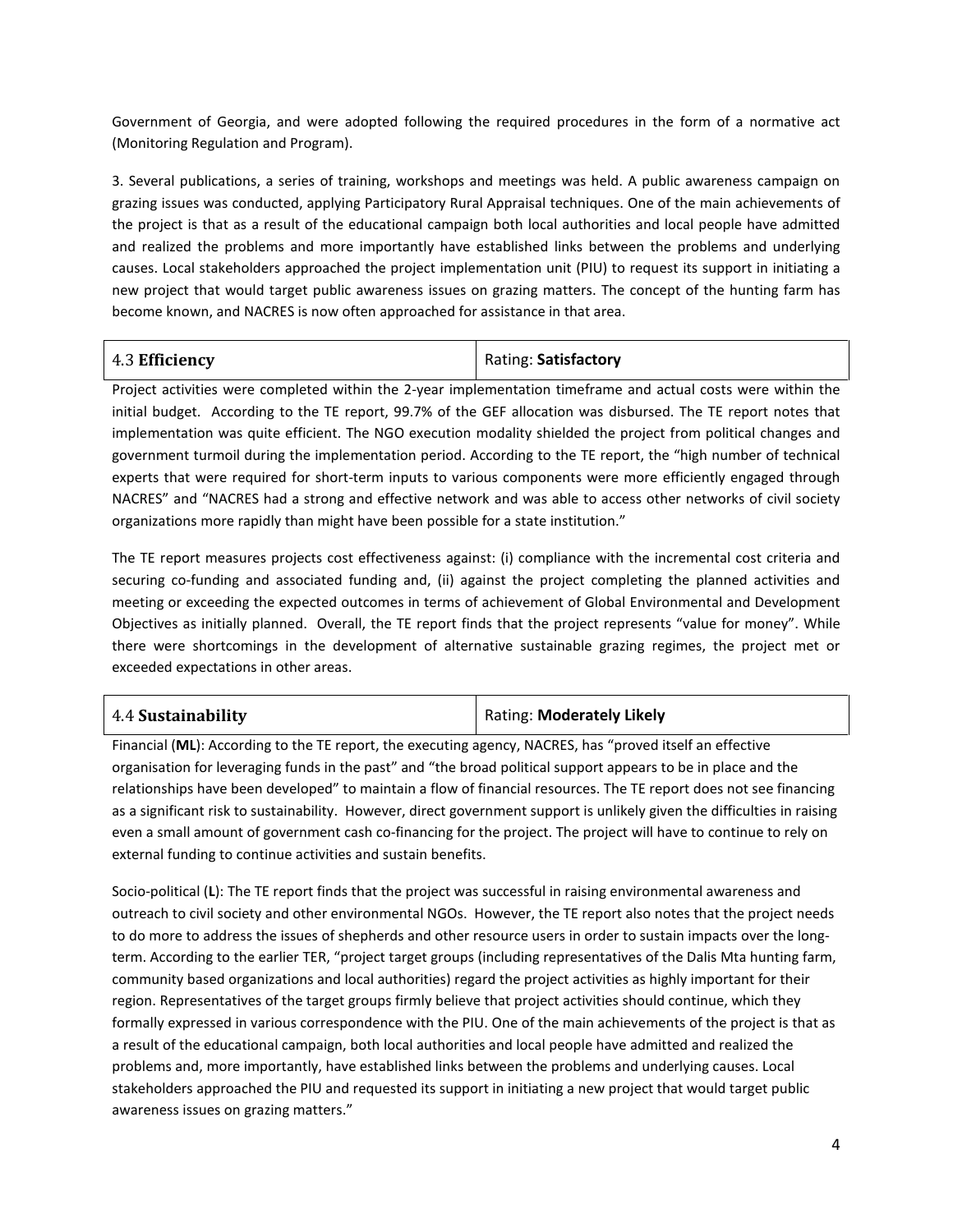Government of Georgia, and were adopted following the required procedures in the form of a normative act (Monitoring Regulation and Program).

3. Several publications, a series of training, workshops and meetings was held. A public awareness campaign on grazing issues was conducted, applying Participatory Rural Appraisal techniques. One of the main achievements of the project is that as a result of the educational campaign both local authorities and local people have admitted and realized the problems and more importantly have established links between the problems and underlying causes. Local stakeholders approached the project implementation unit (PIU) to request its support in initiating a new project that would target public awareness issues on grazing matters. The concept of the hunting farm has become known, and NACRES is now often approached for assistance in that area.

| 4.3 **Efficiency** | Rating: **Satisfactory** |
|---|---|

Project activities were completed within the 2-year implementation timeframe and actual costs were within the initial budget. According to the TE report, 99.7% of the GEF allocation was disbursed. The TE report notes that implementation was quite efficient. The NGO execution modality shielded the project from political changes and government turmoil during the implementation period. According to the TE report, the "high number of technical experts that were required for short-term inputs to various components were more efficiently engaged through NACRES" and "NACRES had a strong and effective network and was able to access other networks of civil society organizations more rapidly than might have been possible for a state institution."

The TE report measures projects cost effectiveness against: (i) compliance with the incremental cost criteria and securing co-funding and associated funding and, (ii) against the project completing the planned activities and meeting or exceeding the expected outcomes in terms of achievement of Global Environmental and Development Objectives as initially planned. Overall, the TE report finds that the project represents "value for money". While there were shortcomings in the development of alternative sustainable grazing regimes, the project met or exceeded expectations in other areas.

| 4.4 **Sustainability** | Rating: **Moderately Likely** |
|---|---|

Financial (**ML**): According to the TE report, the executing agency, NACRES, has "proved itself an effective organisation for leveraging funds in the past" and "the broad political support appears to be in place and the relationships have been developed" to maintain a flow of financial resources. The TE report does not see financing as a significant risk to sustainability. However, direct government support is unlikely given the difficulties in raising even a small amount of government cash co-financing for the project. The project will have to continue to rely on external funding to continue activities and sustain benefits.

Socio-political (**L**): The TE report finds that the project was successful in raising environmental awareness and outreach to civil society and other environmental NGOs. However, the TE report also notes that the project needs to do more to address the issues of shepherds and other resource users in order to sustain impacts over the long-term. According to the earlier TER, "project target groups (including representatives of the Dalis Mta hunting farm, community based organizations and local authorities) regard the project activities as highly important for their region. Representatives of the target groups firmly believe that project activities should continue, which they formally expressed in various correspondence with the PIU. One of the main achievements of the project is that as a result of the educational campaign, both local authorities and local people have admitted and realized the problems and, more importantly, have established links between the problems and underlying causes. Local stakeholders approached the PIU and requested its support in initiating a new project that would target public awareness issues on grazing matters."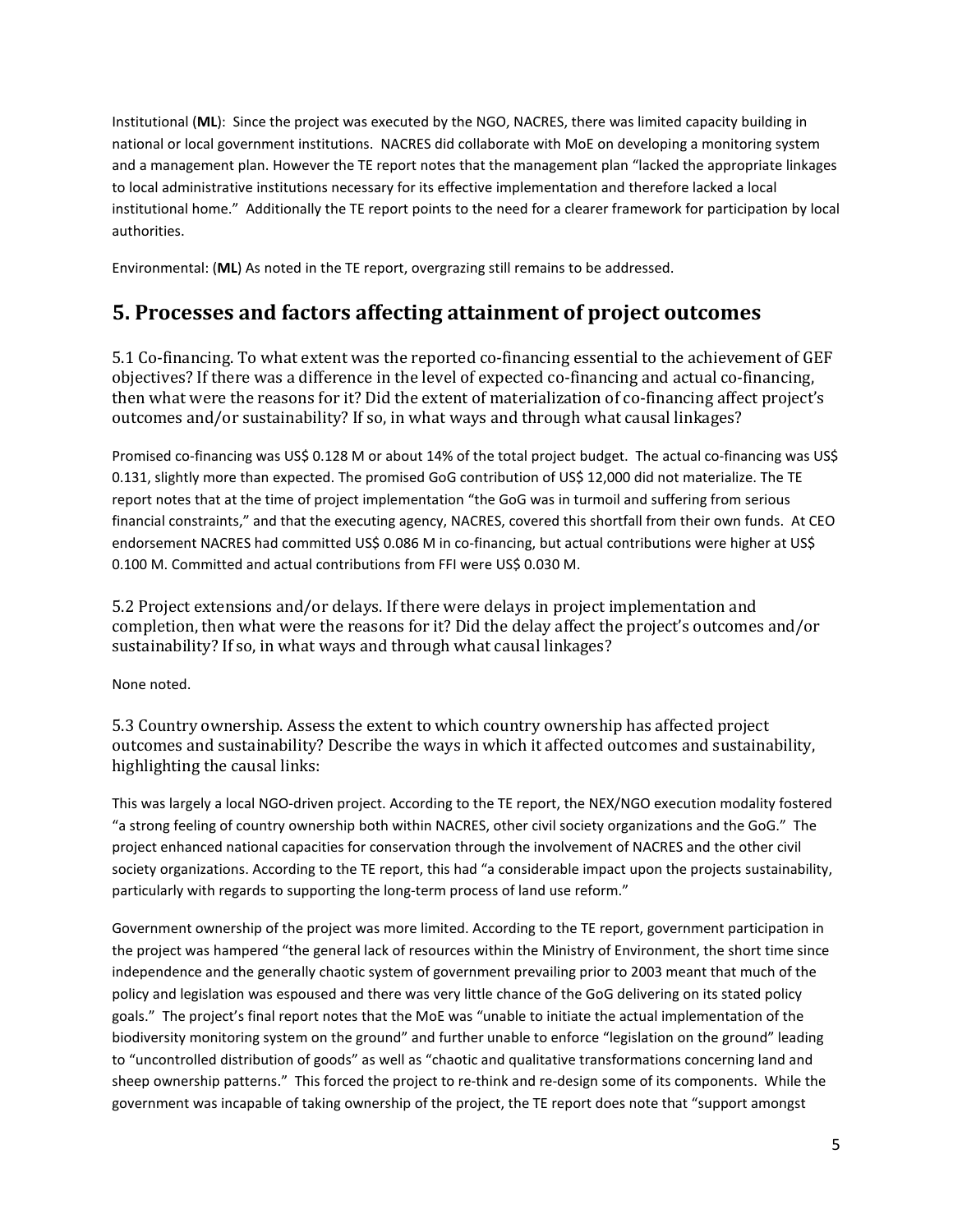Institutional (**ML**): Since the project was executed by the NGO, NACRES, there was limited capacity building in national or local government institutions. NACRES did collaborate with MoE on developing a monitoring system and a management plan. However the TE report notes that the management plan "lacked the appropriate linkages to local administrative institutions necessary for its effective implementation and therefore lacked a local institutional home." Additionally the TE report points to the need for a clearer framework for participation by local authorities.

Environmental: (**ML**) As noted in the TE report, overgrazing still remains to be addressed.

## 5. Processes and factors affecting attainment of project outcomes

5.1 Co-financing. To what extent was the reported co-financing essential to the achievement of GEF objectives? If there was a difference in the level of expected co-financing and actual co-financing, then what were the reasons for it? Did the extent of materialization of co-financing affect project's outcomes and/or sustainability? If so, in what ways and through what causal linkages?

Promised co-financing was US$ 0.128 M or about 14% of the total project budget. The actual co-financing was US$ 0.131, slightly more than expected. The promised GoG contribution of US$ 12,000 did not materialize. The TE report notes that at the time of project implementation "the GoG was in turmoil and suffering from serious financial constraints," and that the executing agency, NACRES, covered this shortfall from their own funds. At CEO endorsement NACRES had committed US$ 0.086 M in co-financing, but actual contributions were higher at US$ 0.100 M. Committed and actual contributions from FFI were US$ 0.030 M.

5.2 Project extensions and/or delays. If there were delays in project implementation and completion, then what were the reasons for it? Did the delay affect the project's outcomes and/or sustainability? If so, in what ways and through what causal linkages?

None noted.

5.3 Country ownership. Assess the extent to which country ownership has affected project outcomes and sustainability? Describe the ways in which it affected outcomes and sustainability, highlighting the causal links:

This was largely a local NGO-driven project. According to the TE report, the NEX/NGO execution modality fostered "a strong feeling of country ownership both within NACRES, other civil society organizations and the GoG." The project enhanced national capacities for conservation through the involvement of NACRES and the other civil society organizations. According to the TE report, this had "a considerable impact upon the projects sustainability, particularly with regards to supporting the long-term process of land use reform."

Government ownership of the project was more limited. According to the TE report, government participation in the project was hampered "the general lack of resources within the Ministry of Environment, the short time since independence and the generally chaotic system of government prevailing prior to 2003 meant that much of the policy and legislation was espoused and there was very little chance of the GoG delivering on its stated policy goals." The project's final report notes that the MoE was "unable to initiate the actual implementation of the biodiversity monitoring system on the ground" and further unable to enforce "legislation on the ground" leading to "uncontrolled distribution of goods" as well as "chaotic and qualitative transformations concerning land and sheep ownership patterns." This forced the project to re-think and re-design some of its components. While the government was incapable of taking ownership of the project, the TE report does note that "support amongst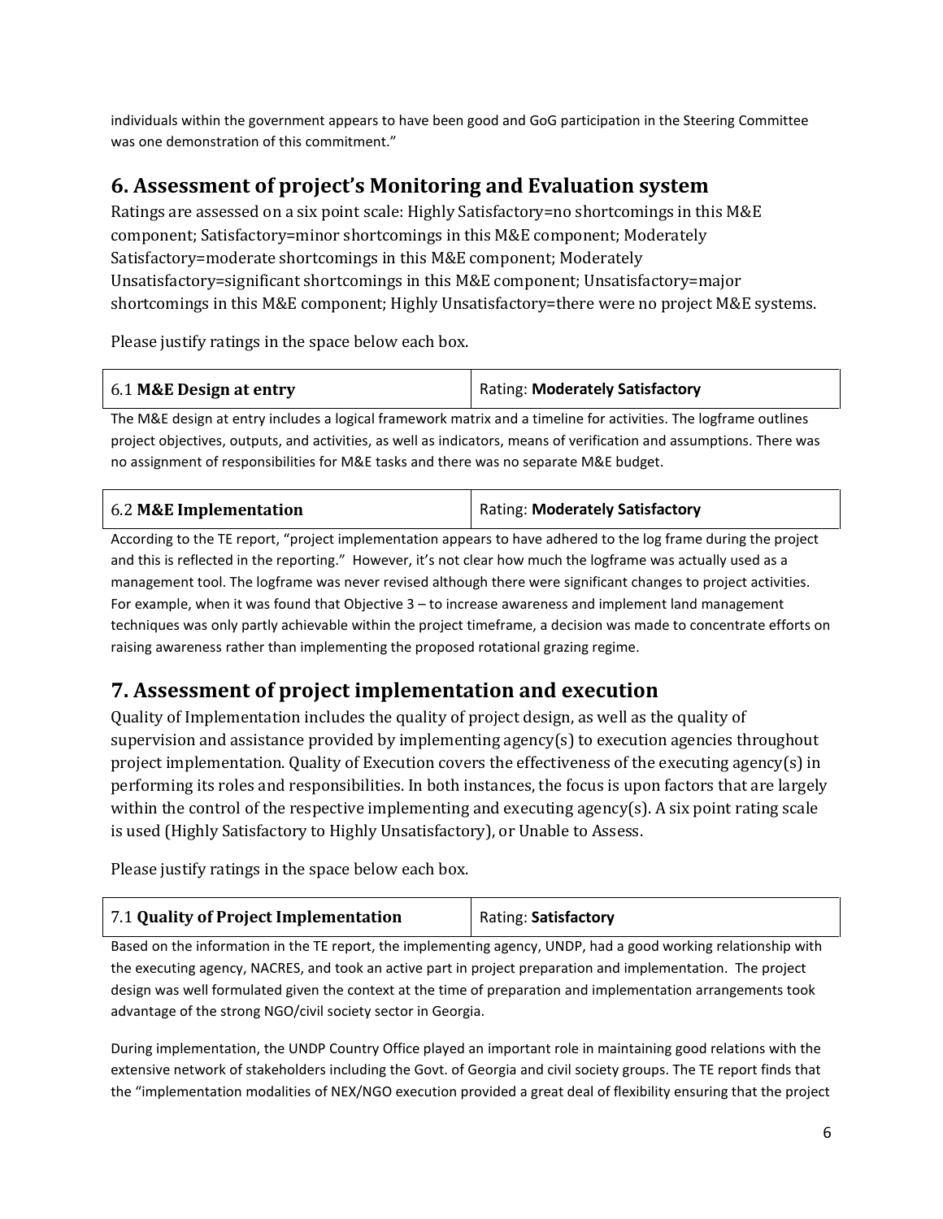individuals within the government appears to have been good and GoG participation in the Steering Committee was one demonstration of this commitment."

## 6. Assessment of project's Monitoring and Evaluation system

Ratings are assessed on a six point scale: Highly Satisfactory=no shortcomings in this M&E component; Satisfactory=minor shortcomings in this M&E component; Moderately Satisfactory=moderate shortcomings in this M&E component; Moderately Unsatisfactory=significant shortcomings in this M&E component; Unsatisfactory=major shortcomings in this M&E component; Highly Unsatisfactory=there were no project M&E systems.

Please justify ratings in the space below each box.

| 6.1 **M&E Design at entry** | Rating: **Moderately Satisfactory** |
|---|---|

The M&E design at entry includes a logical framework matrix and a timeline for activities. The logframe outlines project objectives, outputs, and activities, as well as indicators, means of verification and assumptions. There was no assignment of responsibilities for M&E tasks and there was no separate M&E budget.

| 6.2 **M&E Implementation** | Rating: **Moderately Satisfactory** |
|---|---|

According to the TE report, "project implementation appears to have adhered to the log frame during the project and this is reflected in the reporting." However, it's not clear how much the logframe was actually used as a management tool. The logframe was never revised although there were significant changes to project activities. For example, when it was found that Objective 3 – to increase awareness and implement land management techniques was only partly achievable within the project timeframe, a decision was made to concentrate efforts on raising awareness rather than implementing the proposed rotational grazing regime.

## 7. Assessment of project implementation and execution

Quality of Implementation includes the quality of project design, as well as the quality of supervision and assistance provided by implementing agency(s) to execution agencies throughout project implementation. Quality of Execution covers the effectiveness of the executing agency(s) in performing its roles and responsibilities. In both instances, the focus is upon factors that are largely within the control of the respective implementing and executing agency(s). A six point rating scale is used (Highly Satisfactory to Highly Unsatisfactory), or Unable to Assess.

Please justify ratings in the space below each box.

| 7.1 **Quality of Project Implementation** | Rating: **Satisfactory** |
|---|---|

Based on the information in the TE report, the implementing agency, UNDP, had a good working relationship with the executing agency, NACRES, and took an active part in project preparation and implementation. The project design was well formulated given the context at the time of preparation and implementation arrangements took advantage of the strong NGO/civil society sector in Georgia.

During implementation, the UNDP Country Office played an important role in maintaining good relations with the extensive network of stakeholders including the Govt. of Georgia and civil society groups. The TE report finds that the "implementation modalities of NEX/NGO execution provided a great deal of flexibility ensuring that the project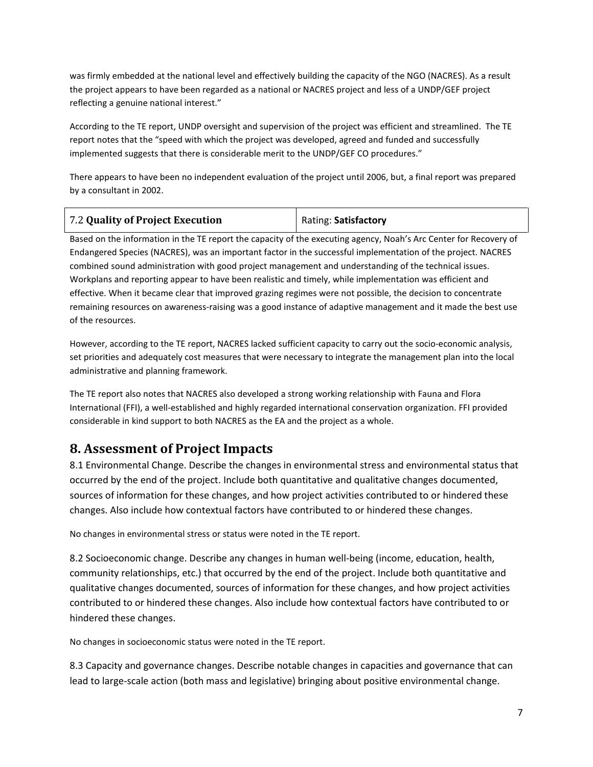was firmly embedded at the national level and effectively building the capacity of the NGO (NACRES). As a result the project appears to have been regarded as a national or NACRES project and less of a UNDP/GEF project reflecting a genuine national interest."

According to the TE report, UNDP oversight and supervision of the project was efficient and streamlined. The TE report notes that the "speed with which the project was developed, agreed and funded and successfully implemented suggests that there is considerable merit to the UNDP/GEF CO procedures."

There appears to have been no independent evaluation of the project until 2006, but, a final report was prepared by a consultant in 2002.

| 7.2 **Quality of Project Execution** | Rating: **Satisfactory** |
| --- | --- |

Based on the information in the TE report the capacity of the executing agency, Noah's Arc Center for Recovery of Endangered Species (NACRES), was an important factor in the successful implementation of the project. NACRES combined sound administration with good project management and understanding of the technical issues. Workplans and reporting appear to have been realistic and timely, while implementation was efficient and effective. When it became clear that improved grazing regimes were not possible, the decision to concentrate remaining resources on awareness-raising was a good instance of adaptive management and it made the best use of the resources.

However, according to the TE report, NACRES lacked sufficient capacity to carry out the socio-economic analysis, set priorities and adequately cost measures that were necessary to integrate the management plan into the local administrative and planning framework.

The TE report also notes that NACRES also developed a strong working relationship with Fauna and Flora International (FFI), a well-established and highly regarded international conservation organization. FFI provided considerable in kind support to both NACRES as the EA and the project as a whole.

# 8. Assessment of Project Impacts

8.1 Environmental Change. Describe the changes in environmental stress and environmental status that occurred by the end of the project. Include both quantitative and qualitative changes documented, sources of information for these changes, and how project activities contributed to or hindered these changes. Also include how contextual factors have contributed to or hindered these changes.

No changes in environmental stress or status were noted in the TE report.

8.2 Socioeconomic change. Describe any changes in human well-being (income, education, health, community relationships, etc.) that occurred by the end of the project. Include both quantitative and qualitative changes documented, sources of information for these changes, and how project activities contributed to or hindered these changes. Also include how contextual factors have contributed to or hindered these changes.

No changes in socioeconomic status were noted in the TE report.

8.3 Capacity and governance changes. Describe notable changes in capacities and governance that can lead to large-scale action (both mass and legislative) bringing about positive environmental change.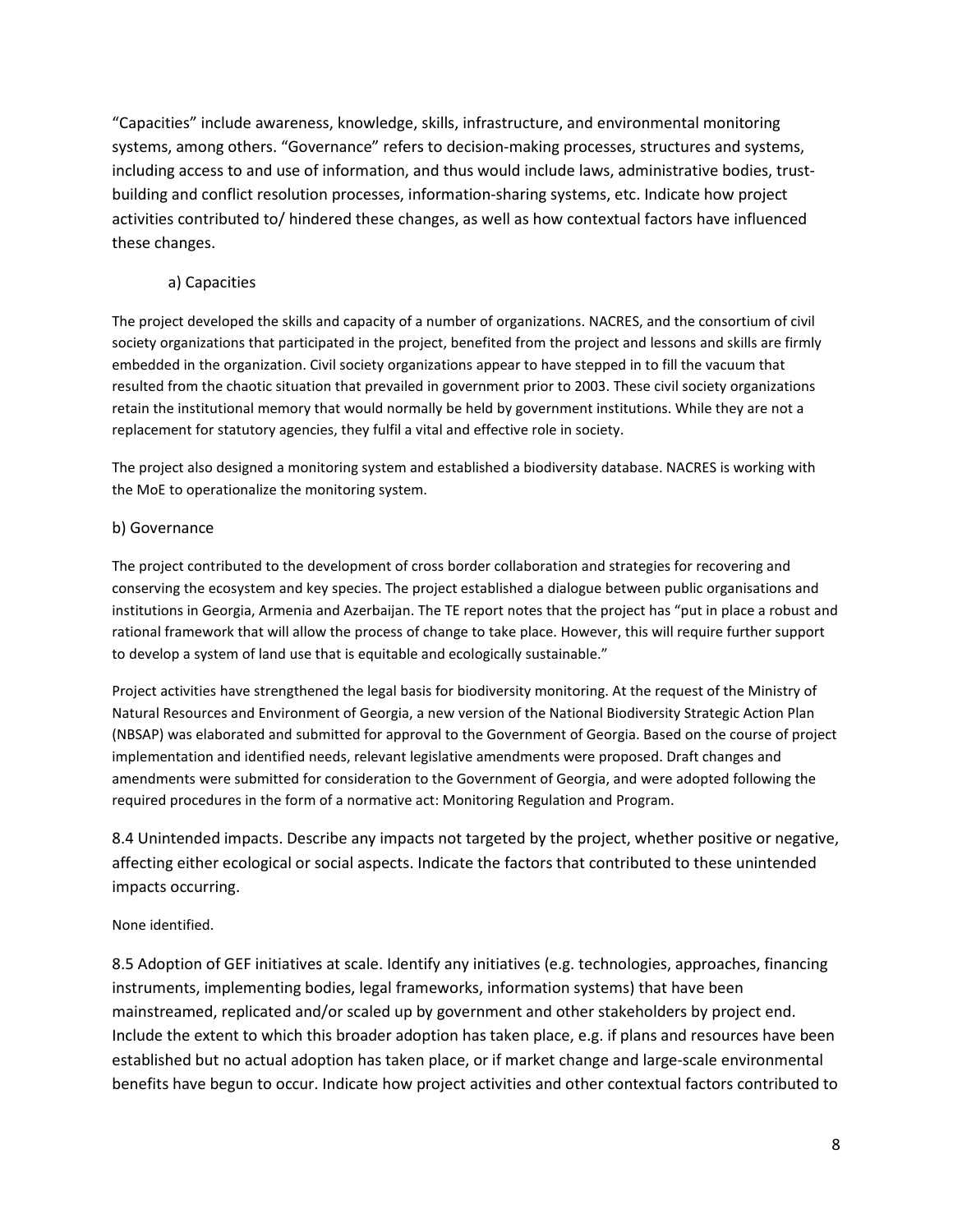"Capacities" include awareness, knowledge, skills, infrastructure, and environmental monitoring systems, among others. "Governance" refers to decision-making processes, structures and systems, including access to and use of information, and thus would include laws, administrative bodies, trust-building and conflict resolution processes, information-sharing systems, etc. Indicate how project activities contributed to/ hindered these changes, as well as how contextual factors have influenced these changes.

a) Capacities

The project developed the skills and capacity of a number of organizations. NACRES, and the consortium of civil society organizations that participated in the project, benefited from the project and lessons and skills are firmly embedded in the organization. Civil society organizations appear to have stepped in to fill the vacuum that resulted from the chaotic situation that prevailed in government prior to 2003. These civil society organizations retain the institutional memory that would normally be held by government institutions. While they are not a replacement for statutory agencies, they fulfil a vital and effective role in society.

The project also designed a monitoring system and established a biodiversity database. NACRES is working with the MoE to operationalize the monitoring system.

b) Governance

The project contributed to the development of cross border collaboration and strategies for recovering and conserving the ecosystem and key species. The project established a dialogue between public organisations and institutions in Georgia, Armenia and Azerbaijan. The TE report notes that the project has "put in place a robust and rational framework that will allow the process of change to take place. However, this will require further support to develop a system of land use that is equitable and ecologically sustainable."

Project activities have strengthened the legal basis for biodiversity monitoring. At the request of the Ministry of Natural Resources and Environment of Georgia, a new version of the National Biodiversity Strategic Action Plan (NBSAP) was elaborated and submitted for approval to the Government of Georgia. Based on the course of project implementation and identified needs, relevant legislative amendments were proposed. Draft changes and amendments were submitted for consideration to the Government of Georgia, and were adopted following the required procedures in the form of a normative act: Monitoring Regulation and Program.

8.4 Unintended impacts. Describe any impacts not targeted by the project, whether positive or negative, affecting either ecological or social aspects. Indicate the factors that contributed to these unintended impacts occurring.

None identified.

8.5 Adoption of GEF initiatives at scale. Identify any initiatives (e.g. technologies, approaches, financing instruments, implementing bodies, legal frameworks, information systems) that have been mainstreamed, replicated and/or scaled up by government and other stakeholders by project end. Include the extent to which this broader adoption has taken place, e.g. if plans and resources have been established but no actual adoption has taken place, or if market change and large-scale environmental benefits have begun to occur. Indicate how project activities and other contextual factors contributed to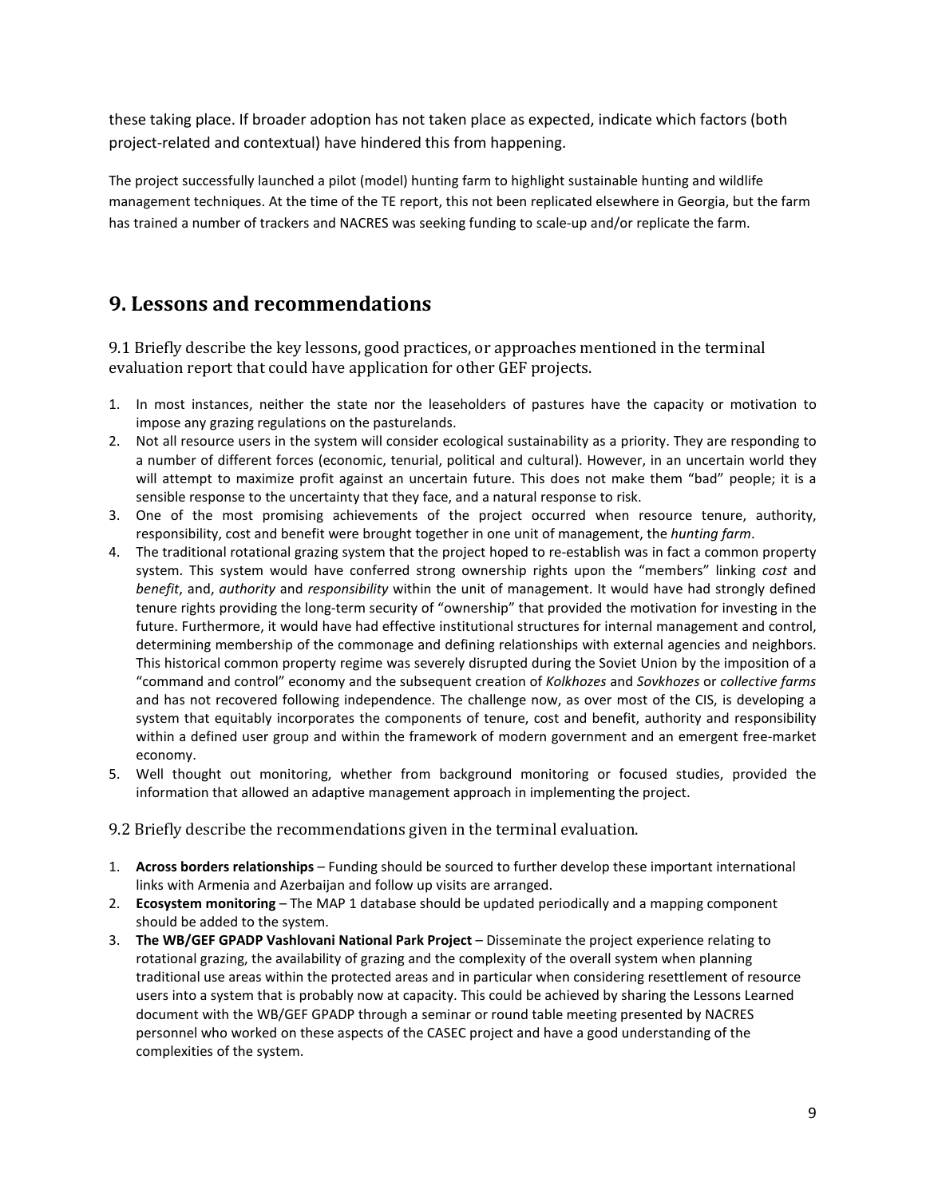these taking place. If broader adoption has not taken place as expected, indicate which factors (both project-related and contextual) have hindered this from happening.

The project successfully launched a pilot (model) hunting farm to highlight sustainable hunting and wildlife management techniques. At the time of the TE report, this not been replicated elsewhere in Georgia, but the farm has trained a number of trackers and NACRES was seeking funding to scale-up and/or replicate the farm.

## 9. Lessons and recommendations

9.1 Briefly describe the key lessons, good practices, or approaches mentioned in the terminal evaluation report that could have application for other GEF projects.

1. In most instances, neither the state nor the leaseholders of pastures have the capacity or motivation to impose any grazing regulations on the pasturelands.
2. Not all resource users in the system will consider ecological sustainability as a priority. They are responding to a number of different forces (economic, tenurial, political and cultural). However, in an uncertain world they will attempt to maximize profit against an uncertain future. This does not make them "bad" people; it is a sensible response to the uncertainty that they face, and a natural response to risk.
3. One of the most promising achievements of the project occurred when resource tenure, authority, responsibility, cost and benefit were brought together in one unit of management, the *hunting farm*.
4. The traditional rotational grazing system that the project hoped to re-establish was in fact a common property system. This system would have conferred strong ownership rights upon the "members" linking *cost* and *benefit*, and, *authority* and *responsibility* within the unit of management. It would have had strongly defined tenure rights providing the long-term security of "ownership" that provided the motivation for investing in the future. Furthermore, it would have had effective institutional structures for internal management and control, determining membership of the commonage and defining relationships with external agencies and neighbors. This historical common property regime was severely disrupted during the Soviet Union by the imposition of a "command and control" economy and the subsequent creation of *Kolkhozes* and *Sovkhozes* or *collective farms* and has not recovered following independence. The challenge now, as over most of the CIS, is developing a system that equitably incorporates the components of tenure, cost and benefit, authority and responsibility within a defined user group and within the framework of modern government and an emergent free-market economy.
5. Well thought out monitoring, whether from background monitoring or focused studies, provided the information that allowed an adaptive management approach in implementing the project.

9.2 Briefly describe the recommendations given in the terminal evaluation.

1. **Across borders relationships** – Funding should be sourced to further develop these important international links with Armenia and Azerbaijan and follow up visits are arranged.
2. **Ecosystem monitoring** – The MAP 1 database should be updated periodically and a mapping component should be added to the system.
3. **The WB/GEF GPADP Vashlovani National Park Project** – Disseminate the project experience relating to rotational grazing, the availability of grazing and the complexity of the overall system when planning traditional use areas within the protected areas and in particular when considering resettlement of resource users into a system that is probably now at capacity. This could be achieved by sharing the Lessons Learned document with the WB/GEF GPADP through a seminar or round table meeting presented by NACRES personnel who worked on these aspects of the CASEC project and have a good understanding of the complexities of the system.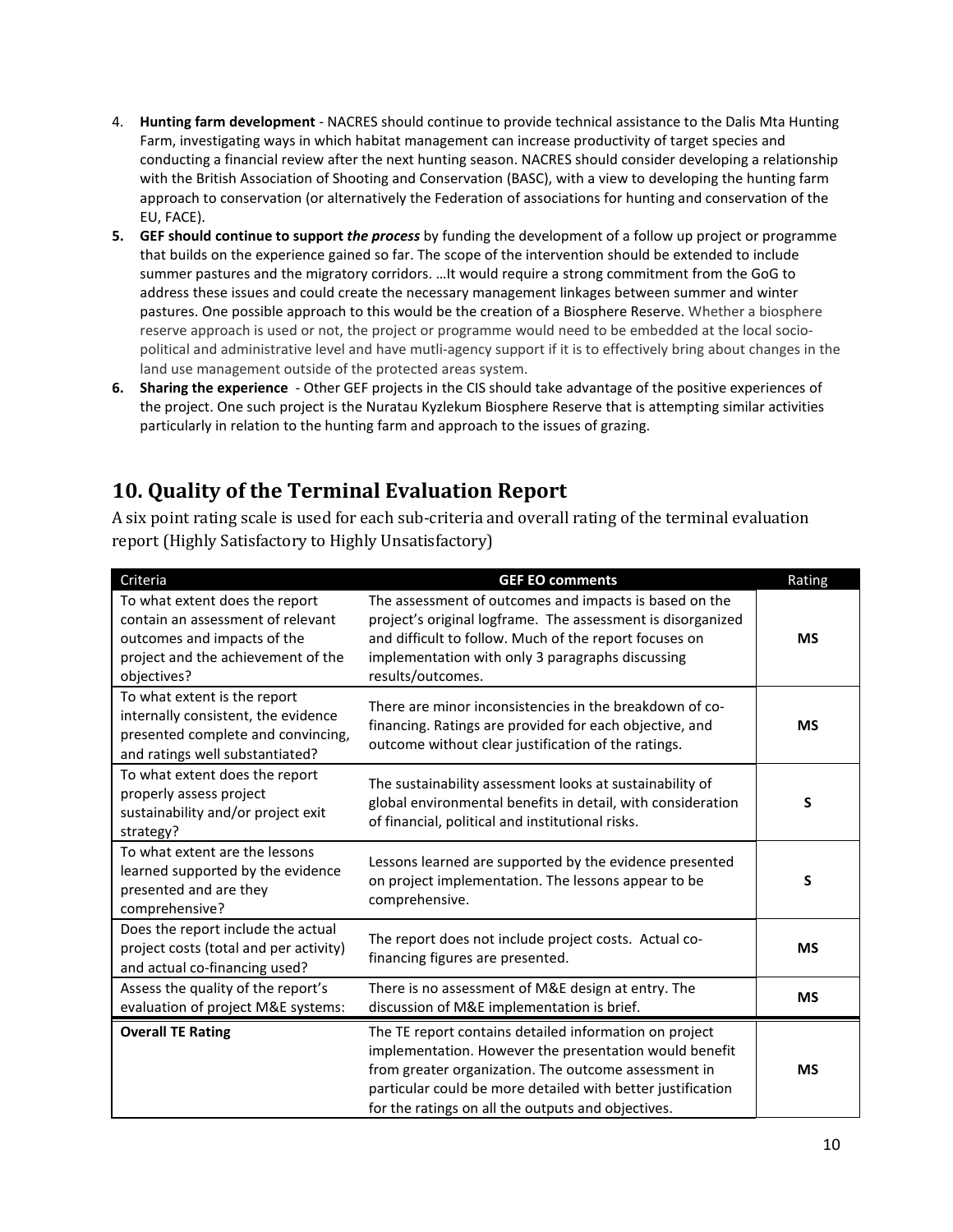4. **Hunting farm development** - NACRES should continue to provide technical assistance to the Dalis Mta Hunting Farm, investigating ways in which habitat management can increase productivity of target species and conducting a financial review after the next hunting season. NACRES should consider developing a relationship with the British Association of Shooting and Conservation (BASC), with a view to developing the hunting farm approach to conservation (or alternatively the Federation of associations for hunting and conservation of the EU, FACE).
5. **GEF should continue to support *the process*** by funding the development of a follow up project or programme that builds on the experience gained so far. The scope of the intervention should be extended to include summer pastures and the migratory corridors. …It would require a strong commitment from the GoG to address these issues and could create the necessary management linkages between summer and winter pastures. One possible approach to this would be the creation of a Biosphere Reserve. Whether a biosphere reserve approach is used or not, the project or programme would need to be embedded at the local socio-political and administrative level and have mutli-agency support if it is to effectively bring about changes in the land use management outside of the protected areas system.
6. **Sharing the experience** - Other GEF projects in the CIS should take advantage of the positive experiences of the project. One such project is the Nuratau Kyzlekum Biosphere Reserve that is attempting similar activities particularly in relation to the hunting farm and approach to the issues of grazing.

## 10. Quality of the Terminal Evaluation Report

A six point rating scale is used for each sub-criteria and overall rating of the terminal evaluation report (Highly Satisfactory to Highly Unsatisfactory)

| Criteria | GEF EO comments | Rating |
|---|---|---|
| To what extent does the report contain an assessment of relevant outcomes and impacts of the project and the achievement of the objectives? | The assessment of outcomes and impacts is based on the project's original logframe. The assessment is disorganized and difficult to follow. Much of the report focuses on implementation with only 3 paragraphs discussing results/outcomes. | **MS** |
| To what extent is the report internally consistent, the evidence presented complete and convincing, and ratings well substantiated? | There are minor inconsistencies in the breakdown of co-financing. Ratings are provided for each objective, and outcome without clear justification of the ratings. | **MS** |
| To what extent does the report properly assess project sustainability and/or project exit strategy? | The sustainability assessment looks at sustainability of global environmental benefits in detail, with consideration of financial, political and institutional risks. | **S** |
| To what extent are the lessons learned supported by the evidence presented and are they comprehensive? | Lessons learned are supported by the evidence presented on project implementation. The lessons appear to be comprehensive. | **S** |
| Does the report include the actual project costs (total and per activity) and actual co-financing used? | The report does not include project costs. Actual co-financing figures are presented. | **MS** |
| Assess the quality of the report's evaluation of project M&E systems: | There is no assessment of M&E design at entry. The discussion of M&E implementation is brief. | **MS** |
| **Overall TE Rating** | The TE report contains detailed information on project implementation. However the presentation would benefit from greater organization. The outcome assessment in particular could be more detailed with better justification for the ratings on all the outputs and objectives. | **MS** |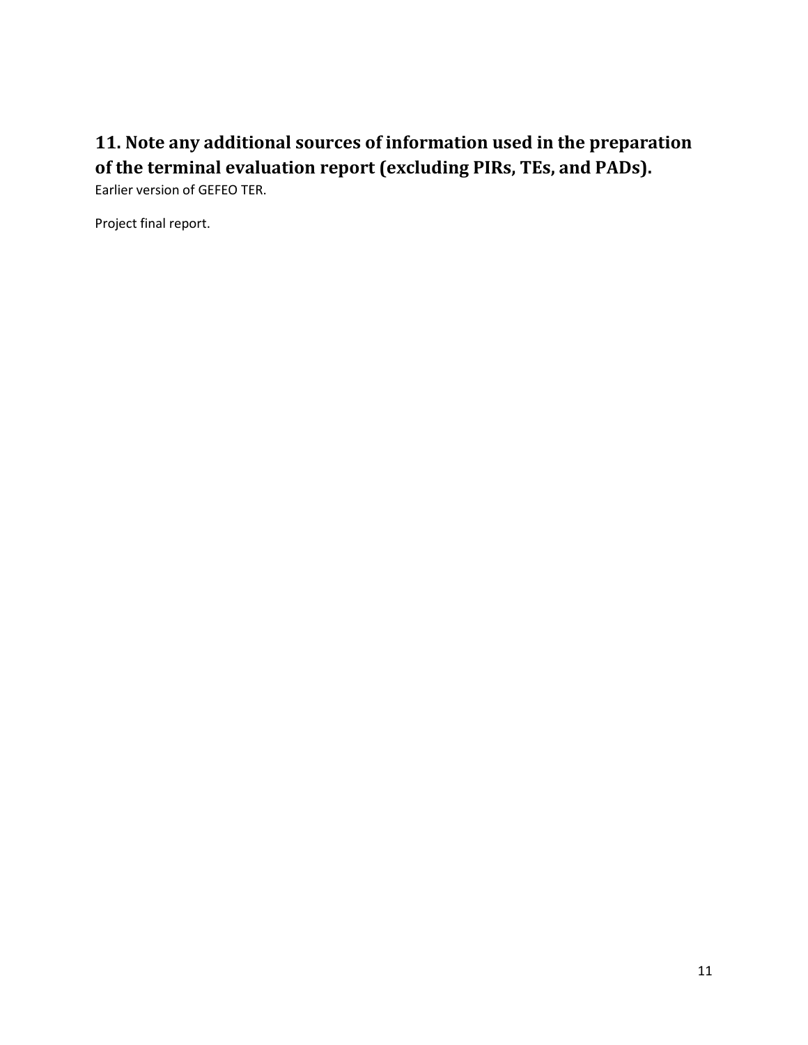## 11. Note any additional sources of information used in the preparation of the terminal evaluation report (excluding PIRs, TEs, and PADs).

Earlier version of GEFEO TER.

Project final report.